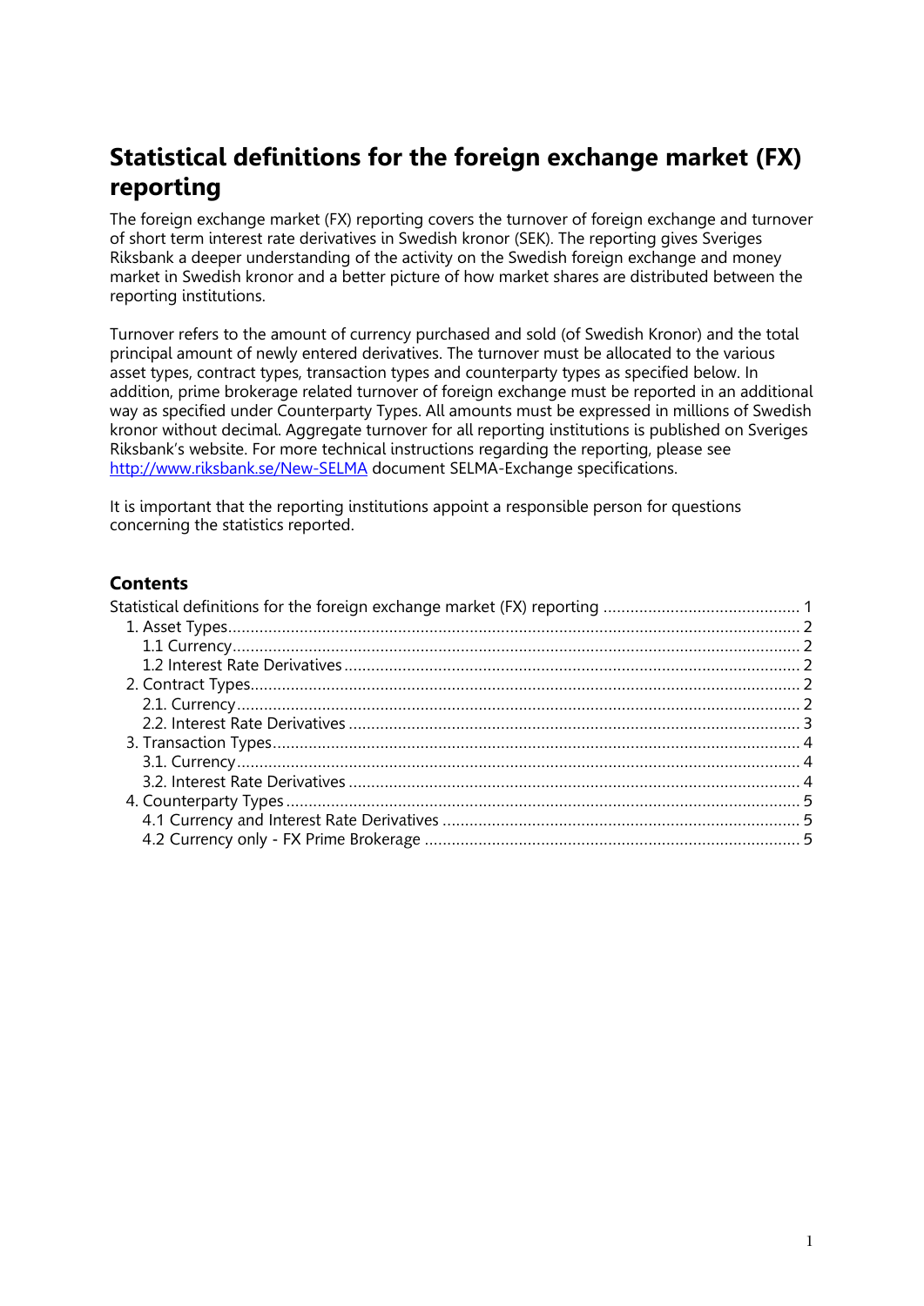# Statistical definitions for the foreign exchange market (FX) reporting

The foreign exchange market (FX) reporting covers the turnover of foreign exchange and turnover of short term interest rate derivatives in Swedish kronor (SEK). The reporting gives Sveriges Riksbank a deeper understanding of the activity on the Swedish foreign exchange and money market in Swedish kronor and a better picture of how market shares are distributed between the reporting institutions.

Turnover refers to the amount of currency purchased and sold (of Swedish Kronor) and the total principal amount of newly entered derivatives. The turnover must be allocated to the various asset types, contract types, transaction types and counterparty types as specified below. In addition, prime brokerage related turnover of foreign exchange must be reported in an additional way as specified under Counterparty Types. All amounts must be expressed in millions of Swedish kronor without decimal. Aggregate turnover for all reporting institutions is published on Sveriges Riksbank's website. For more technical instructions regarding the reporting, please see [http://www.riksbank.se/New-SELMA](http://www.riksbank.se/New-SELMA) document SELMA-Exchange specifications.

It is important that the reporting institutions appoint a responsible person for questions concerning the statistics reported.

## Contents

- Statistical definitions for the foreign exchange market (FX) reporting ........ 1
  - 1. Asset Types ........ 2
    - 1.1 Currency ........ 2
    - 1.2 Interest Rate Derivatives ........ 2
  - 2. Contract Types ........ 2
    - 2.1. Currency ........ 2
    - 2.2. Interest Rate Derivatives ........ 3
  - 3. Transaction Types ........ 4
    - 3.1. Currency ........ 4
    - 3.2. Interest Rate Derivatives ........ 4
  - 4. Counterparty Types ........ 5
    - 4.1 Currency and Interest Rate Derivatives ........ 5
    - 4.2 Currency only - FX Prime Brokerage ........ 5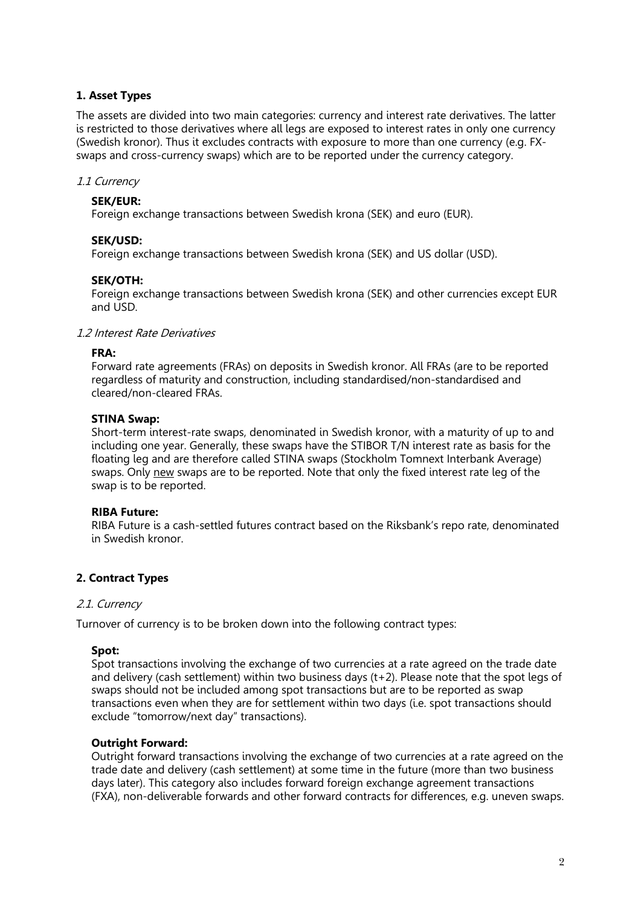### 1. Asset Types

The assets are divided into two main categories: currency and interest rate derivatives. The latter is restricted to those derivatives where all legs are exposed to interest rates in only one currency (Swedish kronor). Thus it excludes contracts with exposure to more than one currency (e.g. FX-swaps and cross-currency swaps) which are to be reported under the currency category.

#### *1.1 Currency*

**SEK/EUR:**
Foreign exchange transactions between Swedish krona (SEK) and euro (EUR).

**SEK/USD:**
Foreign exchange transactions between Swedish krona (SEK) and US dollar (USD).

**SEK/OTH:**
Foreign exchange transactions between Swedish krona (SEK) and other currencies except EUR and USD.

#### *1.2 Interest Rate Derivatives*

**FRA:**
Forward rate agreements (FRAs) on deposits in Swedish kronor. All FRAs (are to be reported regardless of maturity and construction, including standardised/non-standardised and cleared/non-cleared FRAs.

**STINA Swap:**
Short-term interest-rate swaps, denominated in Swedish kronor, with a maturity of up to and including one year. Generally, these swaps have the STIBOR T/N interest rate as basis for the floating leg and are therefore called STINA swaps (Stockholm Tomnext Interbank Average) swaps. Only <u>new</u> swaps are to be reported. Note that only the fixed interest rate leg of the swap is to be reported.

**RIBA Future:**
RIBA Future is a cash-settled futures contract based on the Riksbank's repo rate, denominated in Swedish kronor.

### 2. Contract Types

#### *2.1. Currency*

Turnover of currency is to be broken down into the following contract types:

**Spot:**
Spot transactions involving the exchange of two currencies at a rate agreed on the trade date and delivery (cash settlement) within two business days (t+2). Please note that the spot legs of swaps should not be included among spot transactions but are to be reported as swap transactions even when they are for settlement within two days (i.e. spot transactions should exclude "tomorrow/next day" transactions).

**Outright Forward:**
Outright forward transactions involving the exchange of two currencies at a rate agreed on the trade date and delivery (cash settlement) at some time in the future (more than two business days later). This category also includes forward foreign exchange agreement transactions (FXA), non-deliverable forwards and other forward contracts for differences, e.g. uneven swaps.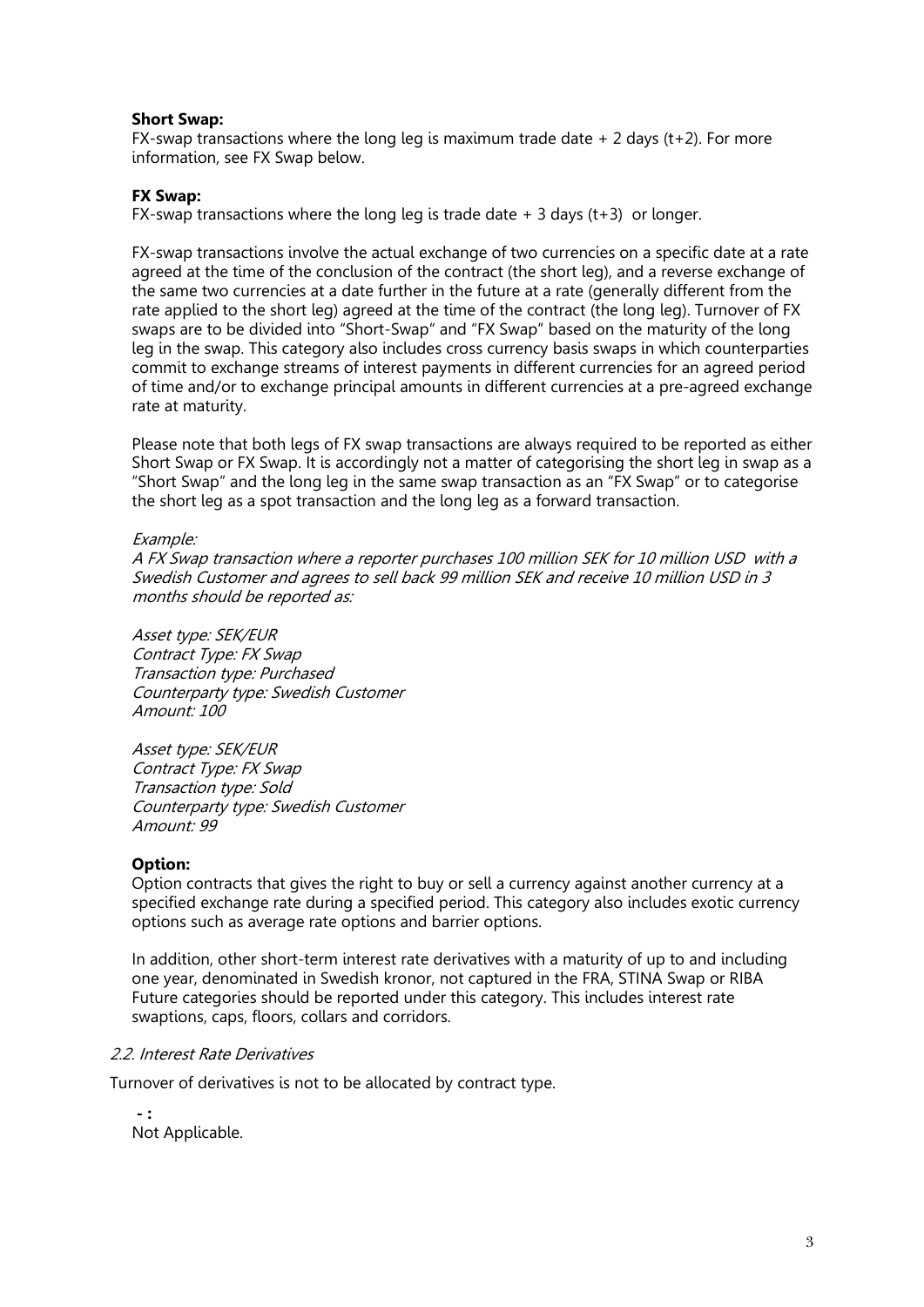**Short Swap:**
FX-swap transactions where the long leg is maximum trade date + 2 days (t+2). For more information, see FX Swap below.

**FX Swap:**
FX-swap transactions where the long leg is trade date + 3 days (t+3) or longer.

FX-swap transactions involve the actual exchange of two currencies on a specific date at a rate agreed at the time of the conclusion of the contract (the short leg), and a reverse exchange of the same two currencies at a date further in the future at a rate (generally different from the rate applied to the short leg) agreed at the time of the contract (the long leg). Turnover of FX swaps are to be divided into "Short-Swap" and "FX Swap" based on the maturity of the long leg in the swap. This category also includes cross currency basis swaps in which counterparties commit to exchange streams of interest payments in different currencies for an agreed period of time and/or to exchange principal amounts in different currencies at a pre-agreed exchange rate at maturity.

Please note that both legs of FX swap transactions are always required to be reported as either Short Swap or FX Swap. It is accordingly not a matter of categorising the short leg in swap as a "Short Swap" and the long leg in the same swap transaction as an "FX Swap" or to categorise the short leg as a spot transaction and the long leg as a forward transaction.

*Example:*
*A FX Swap transaction where a reporter purchases 100 million SEK for 10 million USD with a Swedish Customer and agrees to sell back 99 million SEK and receive 10 million USD in 3 months should be reported as:*

*Asset type: SEK/EUR*
*Contract Type: FX Swap*
*Transaction type: Purchased*
*Counterparty type: Swedish Customer*
*Amount: 100*

*Asset type: SEK/EUR*
*Contract Type: FX Swap*
*Transaction type: Sold*
*Counterparty type: Swedish Customer*
*Amount: 99*

**Option:**
Option contracts that gives the right to buy or sell a currency against another currency at a specified exchange rate during a specified period. This category also includes exotic currency options such as average rate options and barrier options.

In addition, other short-term interest rate derivatives with a maturity of up to and including one year, denominated in Swedish kronor, not captured in the FRA, STINA Swap or RIBA Future categories should be reported under this category. This includes interest rate swaptions, caps, floors, collars and corridors.

*2.2. Interest Rate Derivatives*

Turnover of derivatives is not to be allocated by contract type.

**- :**
Not Applicable.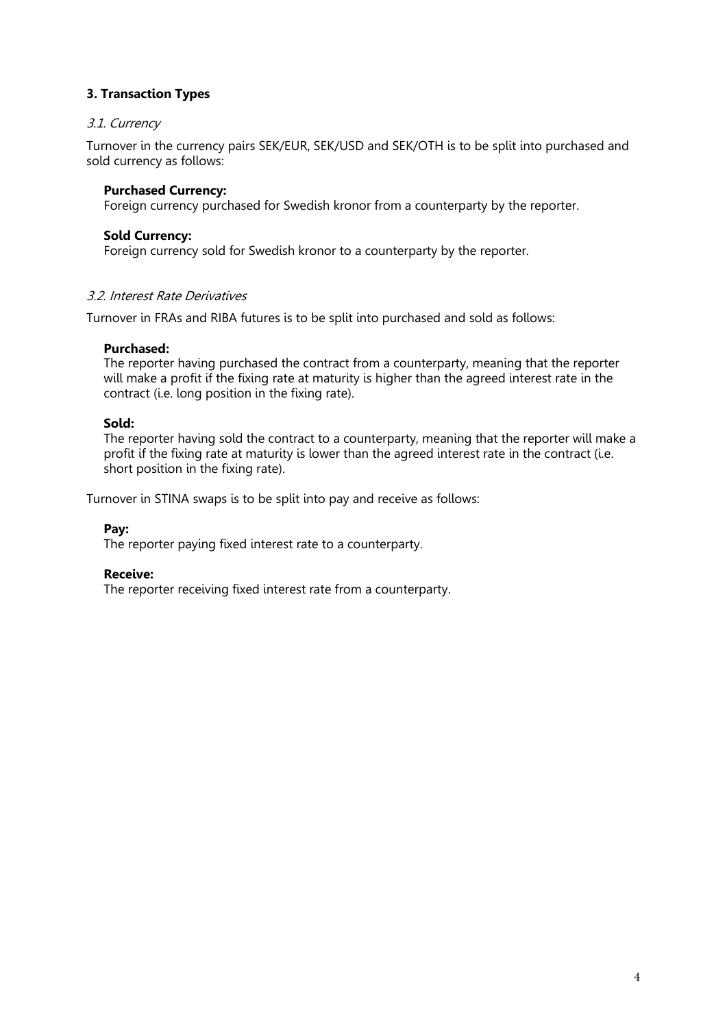## 3. Transaction Types

### *3.1. Currency*

Turnover in the currency pairs SEK/EUR, SEK/USD and SEK/OTH is to be split into purchased and sold currency as follows:

**Purchased Currency:**
Foreign currency purchased for Swedish kronor from a counterparty by the reporter.

**Sold Currency:**
Foreign currency sold for Swedish kronor to a counterparty by the reporter.

### *3.2. Interest Rate Derivatives*

Turnover in FRAs and RIBA futures is to be split into purchased and sold as follows:

**Purchased:**
The reporter having purchased the contract from a counterparty, meaning that the reporter will make a profit if the fixing rate at maturity is higher than the agreed interest rate in the contract (i.e. long position in the fixing rate).

**Sold:**
The reporter having sold the contract to a counterparty, meaning that the reporter will make a profit if the fixing rate at maturity is lower than the agreed interest rate in the contract (i.e. short position in the fixing rate).

Turnover in STINA swaps is to be split into pay and receive as follows:

**Pay:**
The reporter paying fixed interest rate to a counterparty.

**Receive:**
The reporter receiving fixed interest rate from a counterparty.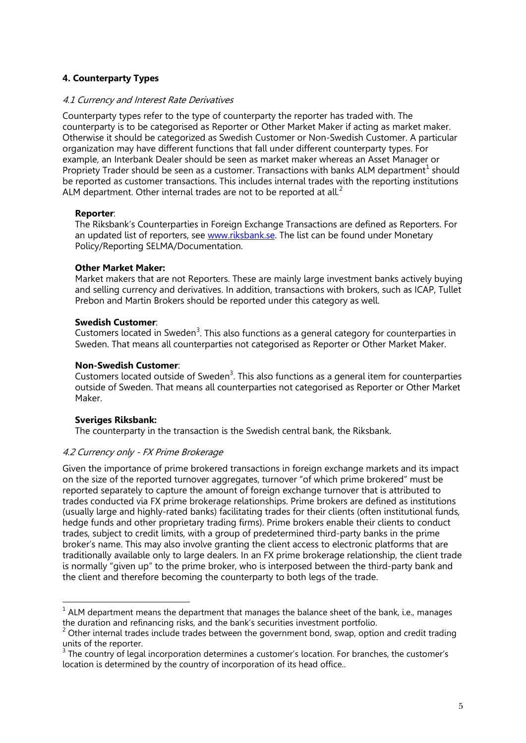## 4. Counterparty Types

### *4.1 Currency and Interest Rate Derivatives*

Counterparty types refer to the type of counterparty the reporter has traded with. The counterparty is to be categorised as Reporter or Other Market Maker if acting as market maker. Otherwise it should be categorized as Swedish Customer or Non-Swedish Customer. A particular organization may have different functions that fall under different counterparty types. For example, an Interbank Dealer should be seen as market maker whereas an Asset Manager or Propriety Trader should be seen as a customer. Transactions with banks ALM department[1] should be reported as customer transactions. This includes internal trades with the reporting institutions ALM department. Other internal trades are not to be reported at all.[2]

**Reporter**:
The Riksbank's Counterparties in Foreign Exchange Transactions are defined as Reporters. For an updated list of reporters, see [www.riksbank.se](www.riksbank.se). The list can be found under Monetary Policy/Reporting SELMA/Documentation.

**Other Market Maker:**
Market makers that are not Reporters. These are mainly large investment banks actively buying and selling currency and derivatives. In addition, transactions with brokers, such as ICAP, Tullet Prebon and Martin Brokers should be reported under this category as well.

**Swedish Customer**:
Customers located in Sweden[3]. This also functions as a general category for counterparties in Sweden. That means all counterparties not categorised as Reporter or Other Market Maker.

**Non-Swedish Customer**:
Customers located outside of Sweden[3]. This also functions as a general item for counterparties outside of Sweden. That means all counterparties not categorised as Reporter or Other Market Maker.

**Sveriges Riksbank:**
The counterparty in the transaction is the Swedish central bank, the Riksbank.

### *4.2 Currency only - FX Prime Brokerage*

Given the importance of prime brokered transactions in foreign exchange markets and its impact on the size of the reported turnover aggregates, turnover "of which prime brokered" must be reported separately to capture the amount of foreign exchange turnover that is attributed to trades conducted via FX prime brokerage relationships. Prime brokers are defined as institutions (usually large and highly-rated banks) facilitating trades for their clients (often institutional funds, hedge funds and other proprietary trading firms). Prime brokers enable their clients to conduct trades, subject to credit limits, with a group of predetermined third-party banks in the prime broker's name. This may also involve granting the client access to electronic platforms that are traditionally available only to large dealers. In an FX prime brokerage relationship, the client trade is normally "given up" to the prime broker, who is interposed between the third-party bank and the client and therefore becoming the counterparty to both legs of the trade.

---

[1] ALM department means the department that manages the balance sheet of the bank, i.e., manages the duration and refinancing risks, and the bank's securities investment portfolio.

[2] Other internal trades include trades between the government bond, swap, option and credit trading units of the reporter.

[3] The country of legal incorporation determines a customer's location. For branches, the customer's location is determined by the country of incorporation of its head office..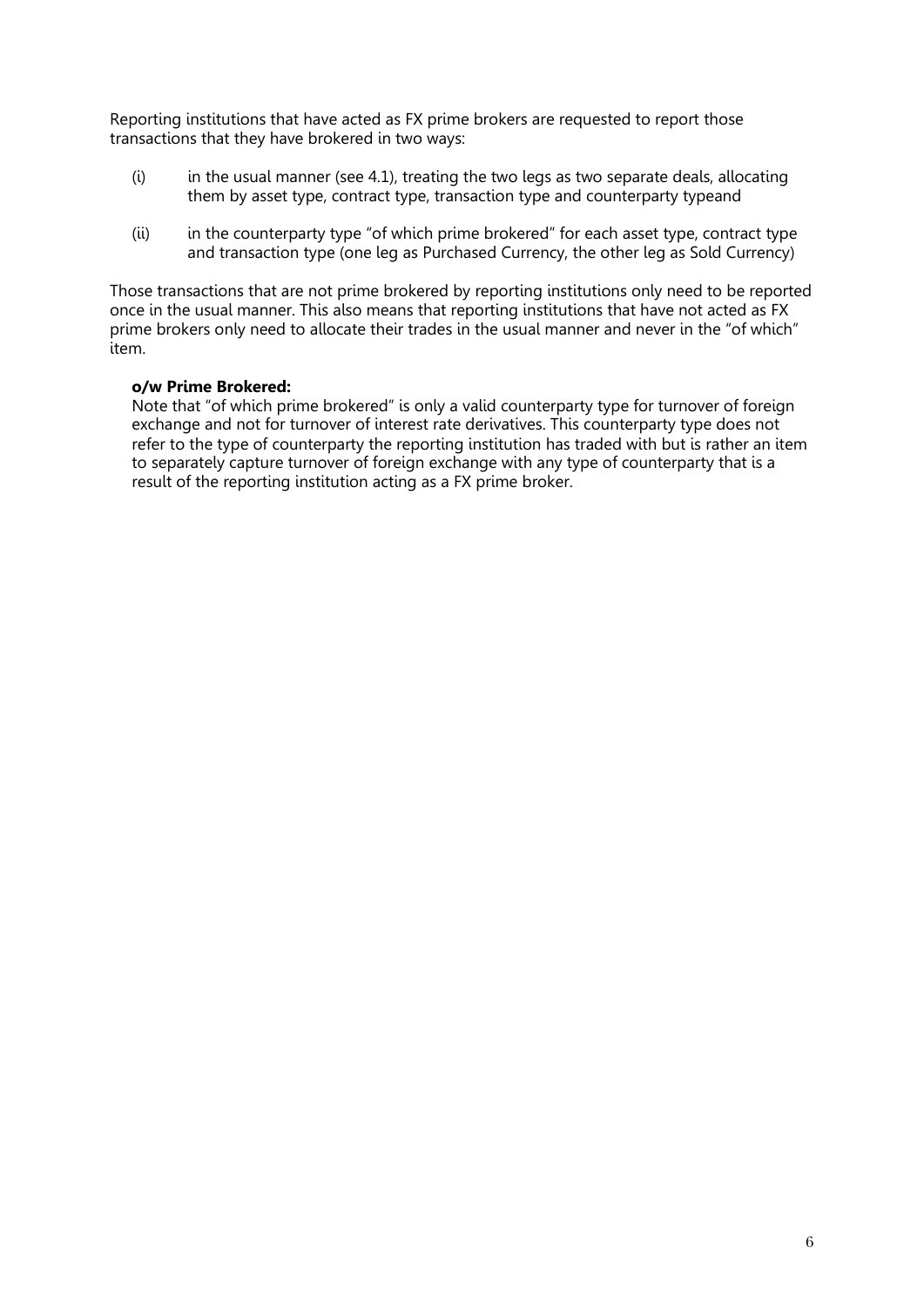Reporting institutions that have acted as FX prime brokers are requested to report those transactions that they have brokered in two ways:

(i) in the usual manner (see 4.1), treating the two legs as two separate deals, allocating them by asset type, contract type, transaction type and counterparty typeand

(ii) in the counterparty type "of which prime brokered" for each asset type, contract type and transaction type (one leg as Purchased Currency, the other leg as Sold Currency)

Those transactions that are not prime brokered by reporting institutions only need to be reported once in the usual manner. This also means that reporting institutions that have not acted as FX prime brokers only need to allocate their trades in the usual manner and never in the "of which" item.

**o/w Prime Brokered:**

Note that "of which prime brokered" is only a valid counterparty type for turnover of foreign exchange and not for turnover of interest rate derivatives. This counterparty type does not refer to the type of counterparty the reporting institution has traded with but is rather an item to separately capture turnover of foreign exchange with any type of counterparty that is a result of the reporting institution acting as a FX prime broker.